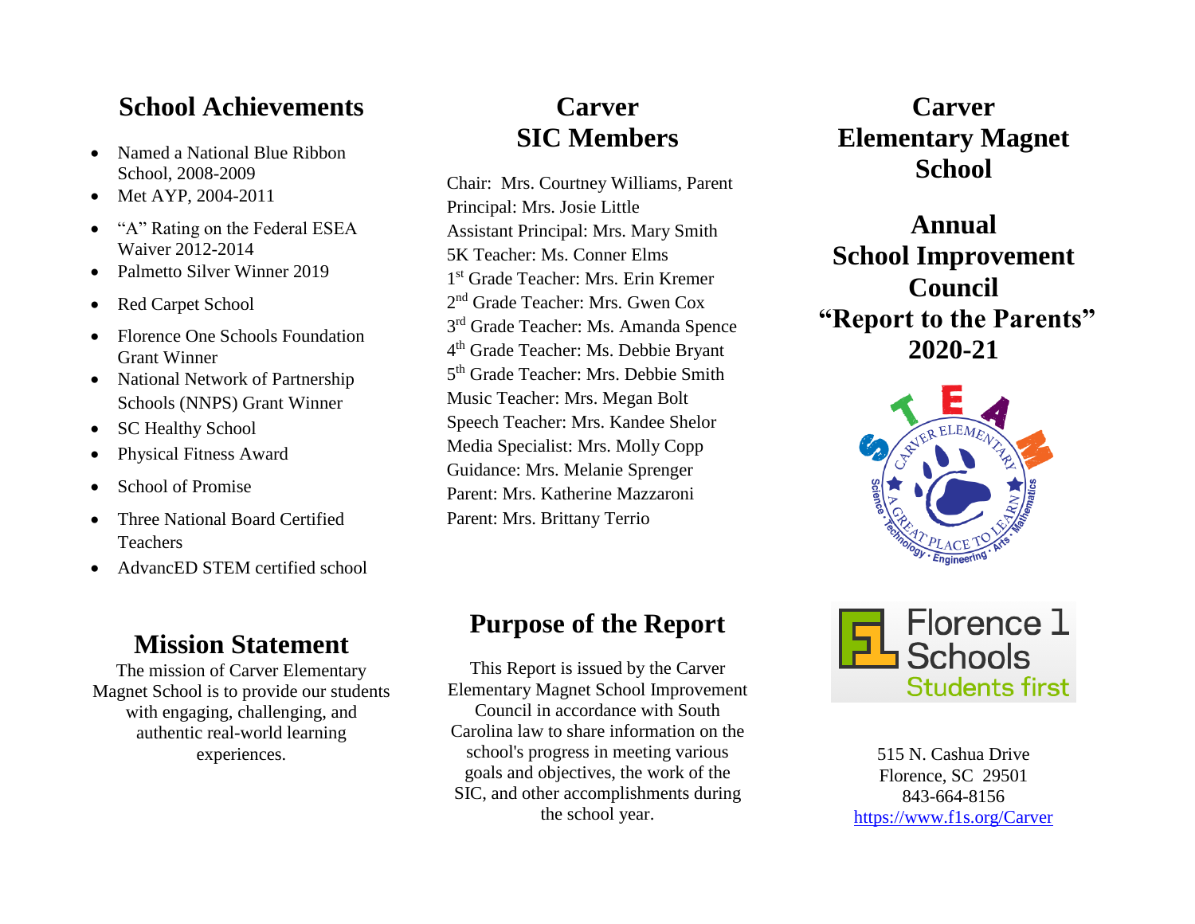## School Achievements

- Named a National Blue Ribbon School, 2008-2009
- Met AYP, 2004-2011
- "A" Rating on the Federal ESEA Waiver 2012-2014
- Palmetto Silver Winner 2019
- Red Carpet School
- Florence One Schools Foundation Grant Winner
- National Network of Partnership Schools (NNPS) Grant Winner
- SC Healthy School
- Physical Fitness Award
- School of Promise
- Three National Board Certified Teachers
- AdvancED STEM certified school

## Mission Statement

The mission of Carver Elementary Magnet School is to provide our students with engaging, challenging, and authentic real-world learning experiences.

## Carver SIC Members

Chair: Mrs. Courtney Williams, Parent
Principal: Mrs. Josie Little
Assistant Principal: Mrs. Mary Smith
5K Teacher: Ms. Conner Elms
1st Grade Teacher: Mrs. Erin Kremer
2nd Grade Teacher: Mrs. Gwen Cox
3rd Grade Teacher: Ms. Amanda Spence
4th Grade Teacher: Ms. Debbie Bryant
5th Grade Teacher: Mrs. Debbie Smith
Music Teacher: Mrs. Megan Bolt
Speech Teacher: Mrs. Kandee Shelor
Media Specialist: Mrs. Molly Copp
Guidance: Mrs. Melanie Sprenger
Parent: Mrs. Katherine Mazzaroni
Parent: Mrs. Brittany Terrio

## Purpose of the Report

This Report is issued by the Carver Elementary Magnet School Improvement Council in accordance with South Carolina law to share information on the school's progress in meeting various goals and objectives, the work of the SIC, and other accomplishments during the school year.

# Carver Elementary Magnet School

# Annual School Improvement Council "Report to the Parents" 2020-21

Florence 1 Schools
Students first

515 N. Cashua Drive
Florence, SC 29501
843-664-8156
https://www.f1s.org/Carver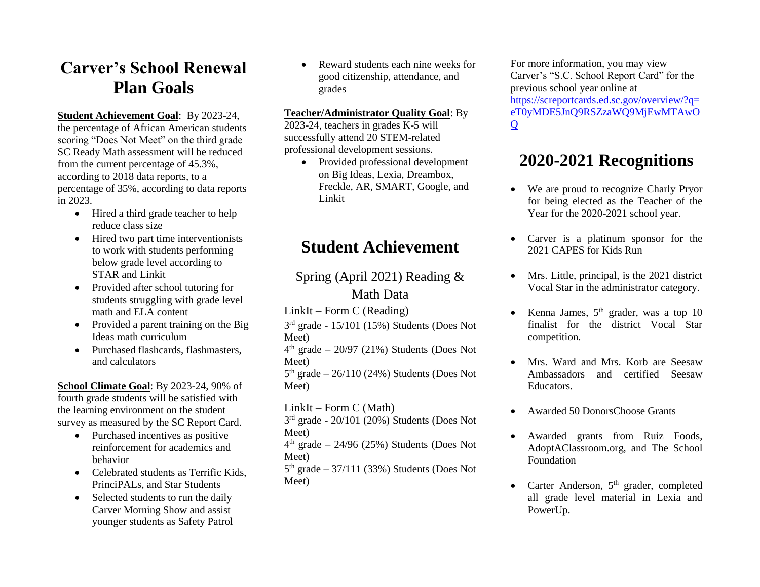# Carver's School Renewal Plan Goals

**Student Achievement Goal**: By 2023-24, the percentage of African American students scoring "Does Not Meet" on the third grade SC Ready Math assessment will be reduced from the current percentage of 45.3%, according to 2018 data reports, to a percentage of 35%, according to data reports in 2023.

- Hired a third grade teacher to help reduce class size
- Hired two part time interventionists to work with students performing below grade level according to STAR and Linkit
- Provided after school tutoring for students struggling with grade level math and ELA content
- Provided a parent training on the Big Ideas math curriculum
- Purchased flashcards, flashmasters, and calculators

**School Climate Goal**: By 2023-24, 90% of fourth grade students will be satisfied with the learning environment on the student survey as measured by the SC Report Card.

- Purchased incentives as positive reinforcement for academics and behavior
- Celebrated students as Terrific Kids, PrinciPALs, and Star Students
- Selected students to run the daily Carver Morning Show and assist younger students as Safety Patrol
- Reward students each nine weeks for good citizenship, attendance, and grades

**Teacher/Administrator Quality Goal**: By 2023-24, teachers in grades K-5 will successfully attend 20 STEM-related professional development sessions.

- Provided professional development on Big Ideas, Lexia, Dreambox, Freckle, AR, SMART, Google, and Linkit

# Student Achievement

## Spring (April 2021) Reading & Math Data

LinkIt – Form C (Reading)

3rd grade - 15/101 (15%) Students (Does Not Meet)
4th grade – 20/97 (21%) Students (Does Not Meet)
5th grade – 26/110 (24%) Students (Does Not Meet)

LinkIt – Form C (Math)

3rd grade - 20/101 (20%) Students (Does Not Meet)
4th grade – 24/96 (25%) Students (Does Not Meet)
5th grade – 37/111 (33%) Students (Does Not Meet)

For more information, you may view Carver's "S.C. School Report Card" for the previous school year online at https://screportcards.ed.sc.gov/overview/?q=eT0yMDE5JnQ9RSZzaWQ9MjEwMTAwOQ

# 2020-2021 Recognitions

- We are proud to recognize Charly Pryor for being elected as the Teacher of the Year for the 2020-2021 school year.
- Carver is a platinum sponsor for the 2021 CAPES for Kids Run
- Mrs. Little, principal, is the 2021 district Vocal Star in the administrator category.
- Kenna James, 5th grader, was a top 10 finalist for the district Vocal Star competition.
- Mrs. Ward and Mrs. Korb are Seesaw Ambassadors and certified Seesaw Educators.
- Awarded 50 DonorsChoose Grants
- Awarded grants from Ruiz Foods, AdoptAClassroom.org, and The School Foundation
- Carter Anderson, 5th grader, completed all grade level material in Lexia and PowerUp.